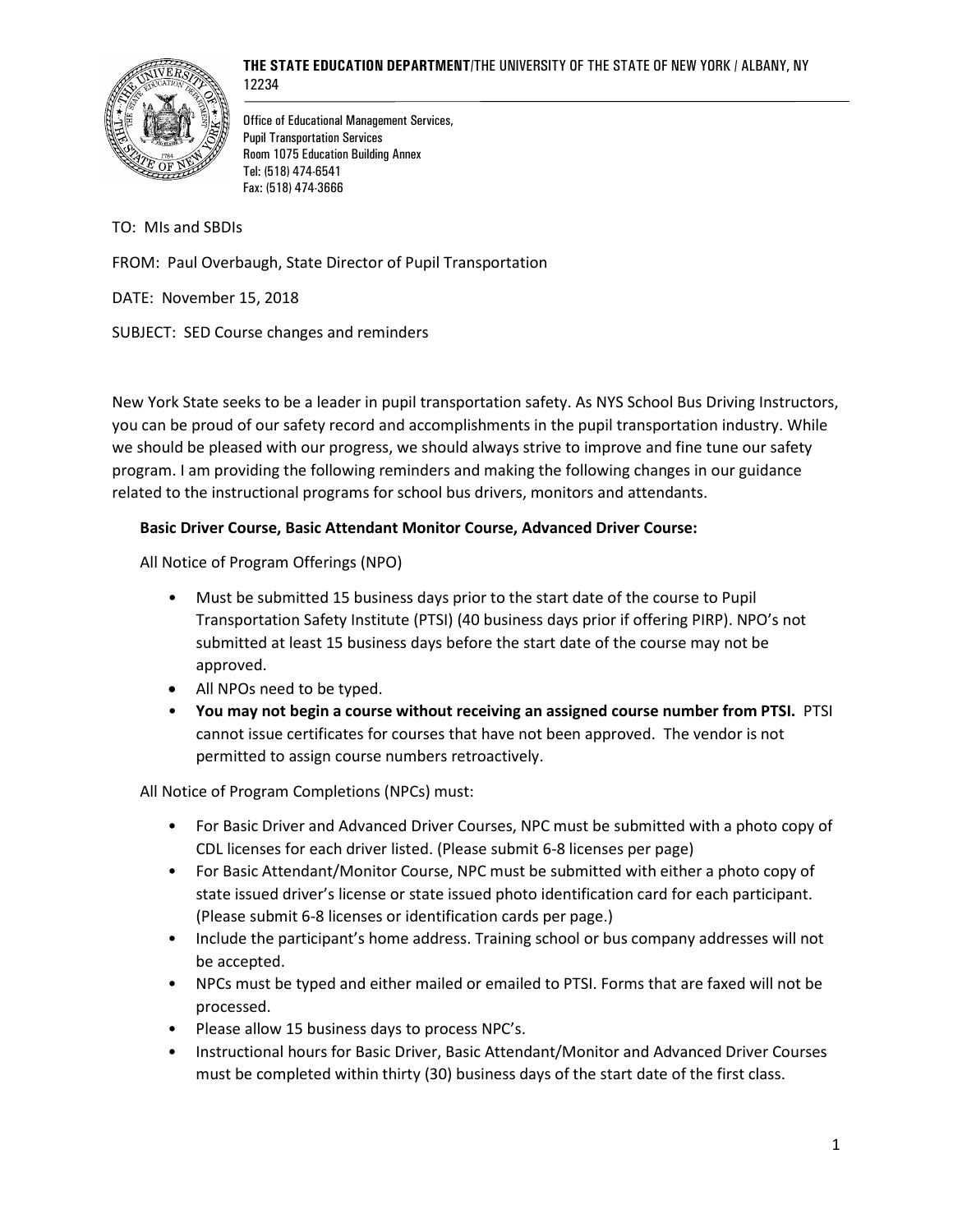**THE STATE EDUCATION DEPARTMENT**/THE UNIVERSITY OF THE STATE OF NEW YORK / ALBANY, NY 12234

Office of Educational Management Services,
Pupil Transportation Services
Room 1075 Education Building Annex
Tel: (518) 474-6541
Fax: (518) 474-3666

TO: MIs and SBDIs

FROM: Paul Overbaugh, State Director of Pupil Transportation

DATE: November 15, 2018

SUBJECT: SED Course changes and reminders

New York State seeks to be a leader in pupil transportation safety. As NYS School Bus Driving Instructors, you can be proud of our safety record and accomplishments in the pupil transportation industry. While we should be pleased with our progress, we should always strive to improve and fine tune our safety program. I am providing the following reminders and making the following changes in our guidance related to the instructional programs for school bus drivers, monitors and attendants.

**Basic Driver Course, Basic Attendant Monitor Course, Advanced Driver Course:**

All Notice of Program Offerings (NPO)

- Must be submitted 15 business days prior to the start date of the course to Pupil Transportation Safety Institute (PTSI) (40 business days prior if offering PIRP). NPO's not submitted at least 15 business days before the start date of the course may not be approved.
- All NPOs need to be typed.
- **You may not begin a course without receiving an assigned course number from PTSI.** PTSI cannot issue certificates for courses that have not been approved. The vendor is not permitted to assign course numbers retroactively.

All Notice of Program Completions (NPCs) must:

- For Basic Driver and Advanced Driver Courses, NPC must be submitted with a photo copy of CDL licenses for each driver listed. (Please submit 6-8 licenses per page)
- For Basic Attendant/Monitor Course, NPC must be submitted with either a photo copy of state issued driver's license or state issued photo identification card for each participant. (Please submit 6-8 licenses or identification cards per page.)
- Include the participant's home address. Training school or bus company addresses will not be accepted.
- NPCs must be typed and either mailed or emailed to PTSI. Forms that are faxed will not be processed.
- Please allow 15 business days to process NPC's.
- Instructional hours for Basic Driver, Basic Attendant/Monitor and Advanced Driver Courses must be completed within thirty (30) business days of the start date of the first class.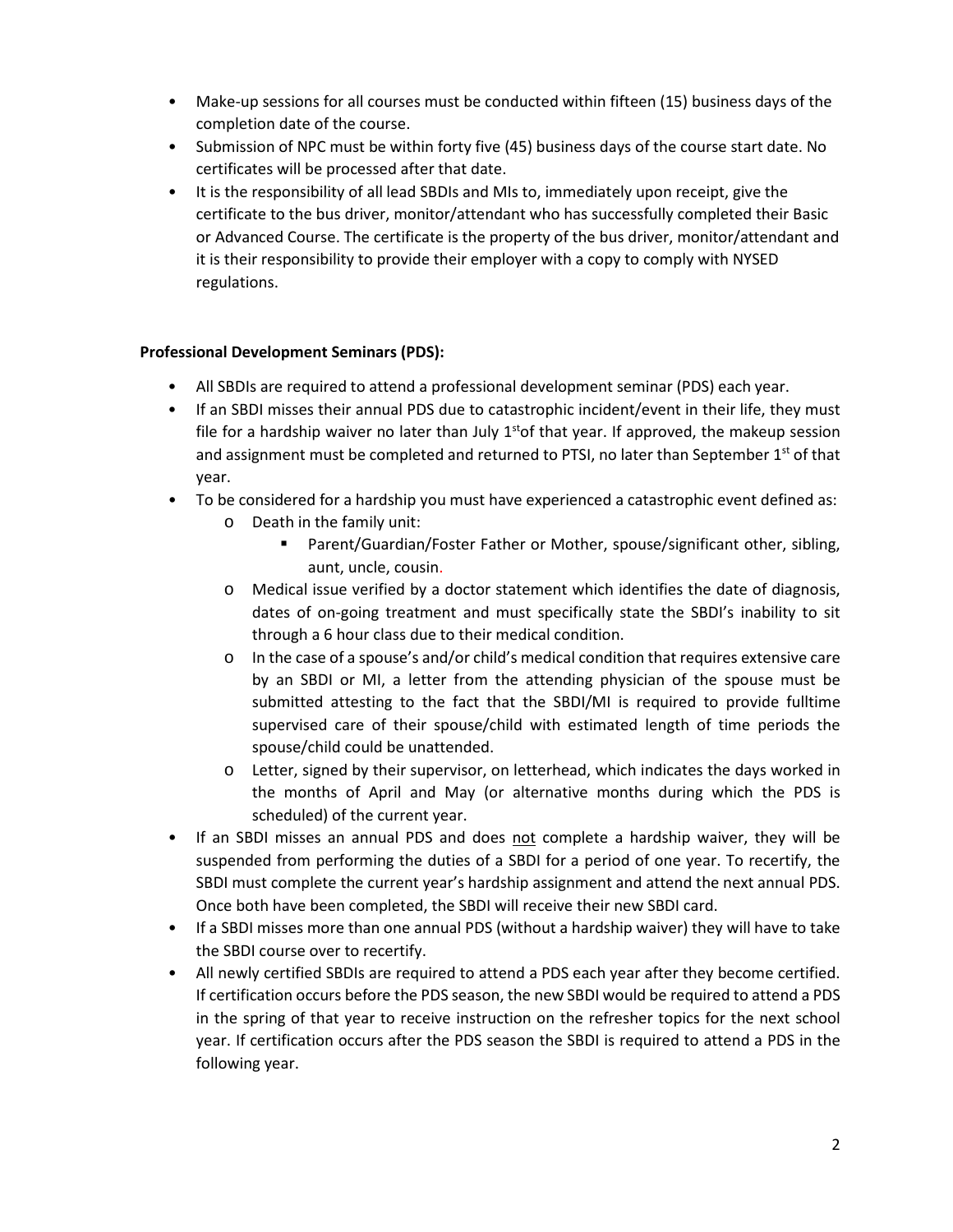- Make-up sessions for all courses must be conducted within fifteen (15) business days of the completion date of the course.
- Submission of NPC must be within forty five (45) business days of the course start date. No certificates will be processed after that date.
- It is the responsibility of all lead SBDIs and MIs to, immediately upon receipt, give the certificate to the bus driver, monitor/attendant who has successfully completed their Basic or Advanced Course. The certificate is the property of the bus driver, monitor/attendant and it is their responsibility to provide their employer with a copy to comply with NYSED regulations.

**Professional Development Seminars (PDS):**

- All SBDIs are required to attend a professional development seminar (PDS) each year.
- If an SBDI misses their annual PDS due to catastrophic incident/event in their life, they must file for a hardship waiver no later than July 1st of that year. If approved, the makeup session and assignment must be completed and returned to PTSI, no later than September 1st of that year.
- To be considered for a hardship you must have experienced a catastrophic event defined as:
  - Death in the family unit:
    - Parent/Guardian/Foster Father or Mother, spouse/significant other, sibling, aunt, uncle, cousin.
  - Medical issue verified by a doctor statement which identifies the date of diagnosis, dates of on-going treatment and must specifically state the SBDI's inability to sit through a 6 hour class due to their medical condition.
  - In the case of a spouse's and/or child's medical condition that requires extensive care by an SBDI or MI, a letter from the attending physician of the spouse must be submitted attesting to the fact that the SBDI/MI is required to provide fulltime supervised care of their spouse/child with estimated length of time periods the spouse/child could be unattended.
  - Letter, signed by their supervisor, on letterhead, which indicates the days worked in the months of April and May (or alternative months during which the PDS is scheduled) of the current year.
- If an SBDI misses an annual PDS and does not complete a hardship waiver, they will be suspended from performing the duties of a SBDI for a period of one year. To recertify, the SBDI must complete the current year's hardship assignment and attend the next annual PDS. Once both have been completed, the SBDI will receive their new SBDI card.
- If a SBDI misses more than one annual PDS (without a hardship waiver) they will have to take the SBDI course over to recertify.
- All newly certified SBDIs are required to attend a PDS each year after they become certified. If certification occurs before the PDS season, the new SBDI would be required to attend a PDS in the spring of that year to receive instruction on the refresher topics for the next school year. If certification occurs after the PDS season the SBDI is required to attend a PDS in the following year.